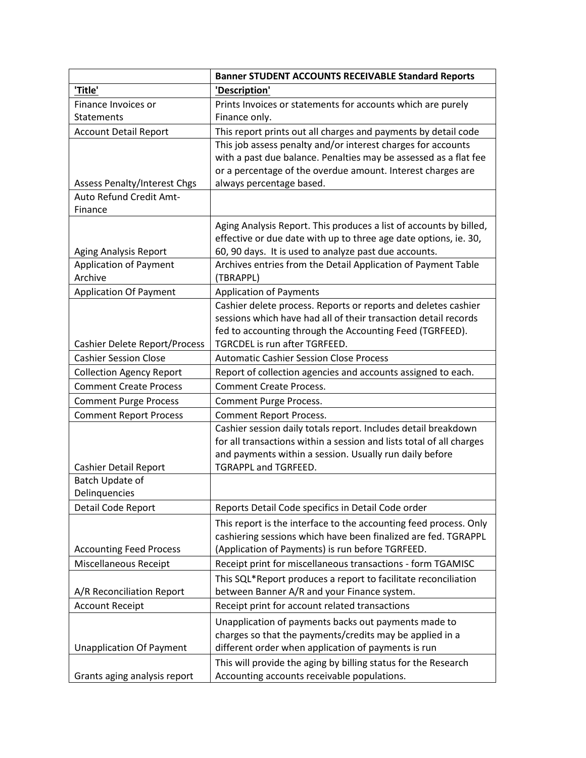| | **Banner STUDENT ACCOUNTS RECEIVABLE Standard Reports** |
|---|---|
| **'Title'** | **'Description'** |
| Finance Invoices or Statements | Prints Invoices or statements for accounts which are purely Finance only. |
| Account Detail Report | This report prints out all charges and payments by detail code |
| Assess Penalty/Interest Chgs | This job assess penalty and/or interest charges for accounts with a past due balance. Penalties may be assessed as a flat fee or a percentage of the overdue amount. Interest charges are always percentage based. |
| Auto Refund Credit Amt-Finance | |
| Aging Analysis Report | Aging Analysis Report. This produces a list of accounts by billed, effective or due date with up to three age date options, ie. 30, 60, 90 days. It is used to analyze past due accounts. |
| Application of Payment Archive | Archives entries from the Detail Application of Payment Table (TBRAPPL) |
| Application Of Payment | Application of Payments |
| Cashier Delete Report/Process | Cashier delete process. Reports or reports and deletes cashier sessions which have had all of their transaction detail records fed to accounting through the Accounting Feed (TGRFEED). TGRCDEL is run after TGRFEED. |
| Cashier Session Close | Automatic Cashier Session Close Process |
| Collection Agency Report | Report of collection agencies and accounts assigned to each. |
| Comment Create Process | Comment Create Process. |
| Comment Purge Process | Comment Purge Process. |
| Comment Report Process | Comment Report Process. |
| Cashier Detail Report | Cashier session daily totals report. Includes detail breakdown for all transactions within a session and lists total of all charges and payments within a session. Usually run daily before TGRAPPL and TGRFEED. |
| Batch Update of Delinquencies | |
| Detail Code Report | Reports Detail Code specifics in Detail Code order |
| Accounting Feed Process | This report is the interface to the accounting feed process. Only cashiering sessions which have been finalized are fed. TGRAPPL (Application of Payments) is run before TGRFEED. |
| Miscellaneous Receipt | Receipt print for miscellaneous transactions - form TGAMISC |
| A/R Reconciliation Report | This SQL*Report produces a report to facilitate reconciliation between Banner A/R and your Finance system. |
| Account Receipt | Receipt print for account related transactions |
| Unapplication Of Payment | Unapplication of payments backs out payments made to charges so that the payments/credits may be applied in a different order when application of payments is run |
| Grants aging analysis report | This will provide the aging by billing status for the Research Accounting accounts receivable populations. |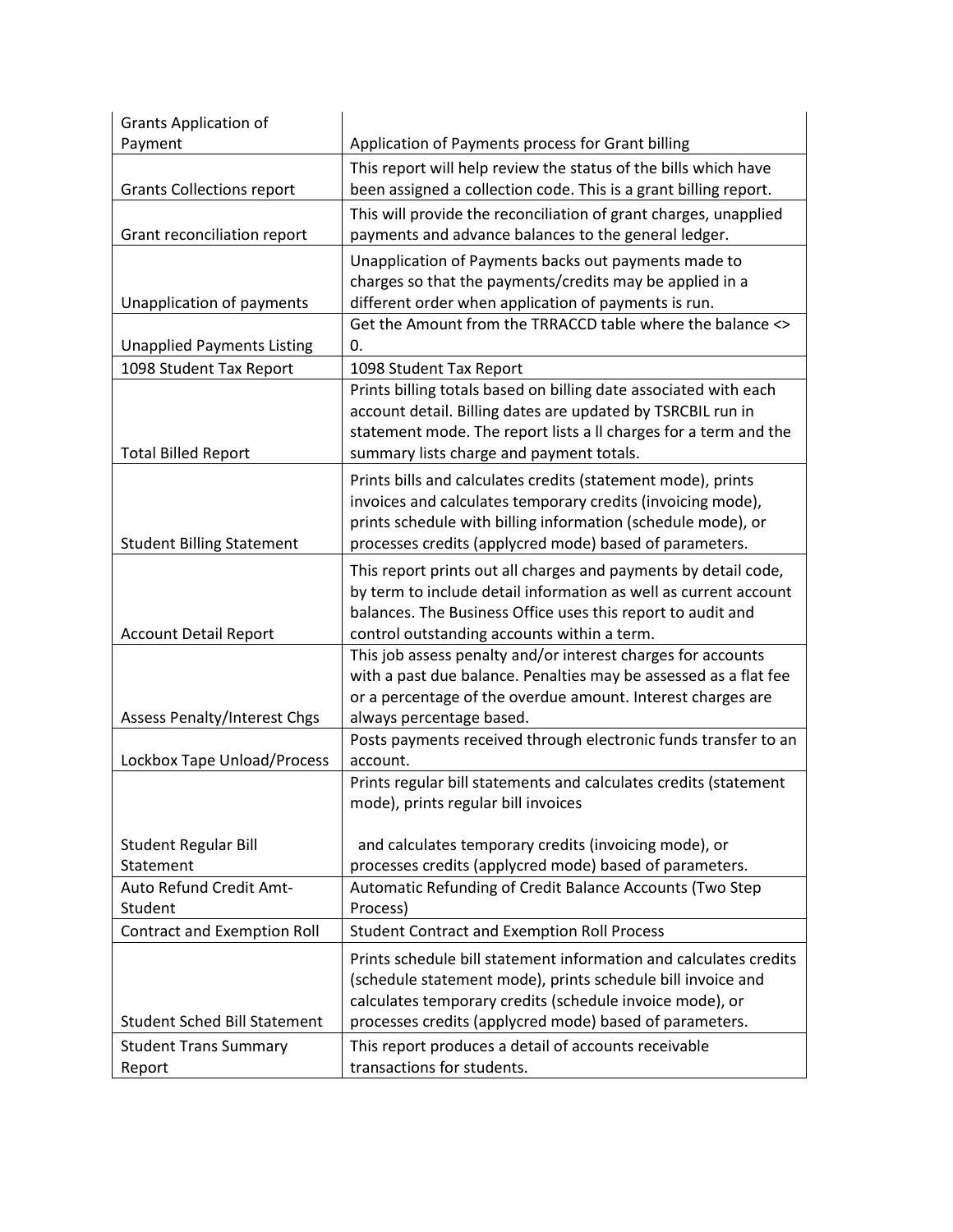| | |
|---|---|
| Grants Application of Payment | Application of Payments process for Grant billing |
| Grants Collections report | This report will help review the status of the bills which have been assigned a collection code. This is a grant billing report. |
| Grant reconciliation report | This will provide the reconciliation of grant charges, unapplied payments and advance balances to the general ledger. |
| Unapplication of payments | Unapplication of Payments backs out payments made to charges so that the payments/credits may be applied in a different order when application of payments is run. |
| Unapplied Payments Listing | Get the Amount from the TRRACCD table where the balance <> 0. |
| 1098 Student Tax Report | 1098 Student Tax Report |
| Total Billed Report | Prints billing totals based on billing date associated with each account detail. Billing dates are updated by TSRCBIL run in statement mode. The report lists a ll charges for a term and the summary lists charge and payment totals. |
| Student Billing Statement | Prints bills and calculates credits (statement mode), prints invoices and calculates temporary credits (invoicing mode), prints schedule with billing information (schedule mode), or processes credits (applycred mode) based of parameters. |
| Account Detail Report | This report prints out all charges and payments by detail code, by term to include detail information as well as current account balances. The Business Office uses this report to audit and control outstanding accounts within a term. |
| Assess Penalty/Interest Chgs | This job assess penalty and/or interest charges for accounts with a past due balance. Penalties may be assessed as a flat fee or a percentage of the overdue amount. Interest charges are always percentage based. |
| Lockbox Tape Unload/Process | Posts payments received through electronic funds transfer to an account. |
| Student Regular Bill Statement | Prints regular bill statements and calculates credits (statement mode), prints regular bill invoices and calculates temporary credits (invoicing mode), or processes credits (applycred mode) based of parameters. |
| Auto Refund Credit Amt-Student | Automatic Refunding of Credit Balance Accounts (Two Step Process) |
| Contract and Exemption Roll | Student Contract and Exemption Roll Process |
| Student Sched Bill Statement | Prints schedule bill statement information and calculates credits (schedule statement mode), prints schedule bill invoice and calculates temporary credits (schedule invoice mode), or processes credits (applycred mode) based of parameters. |
| Student Trans Summary Report | This report produces a detail of accounts receivable transactions for students. |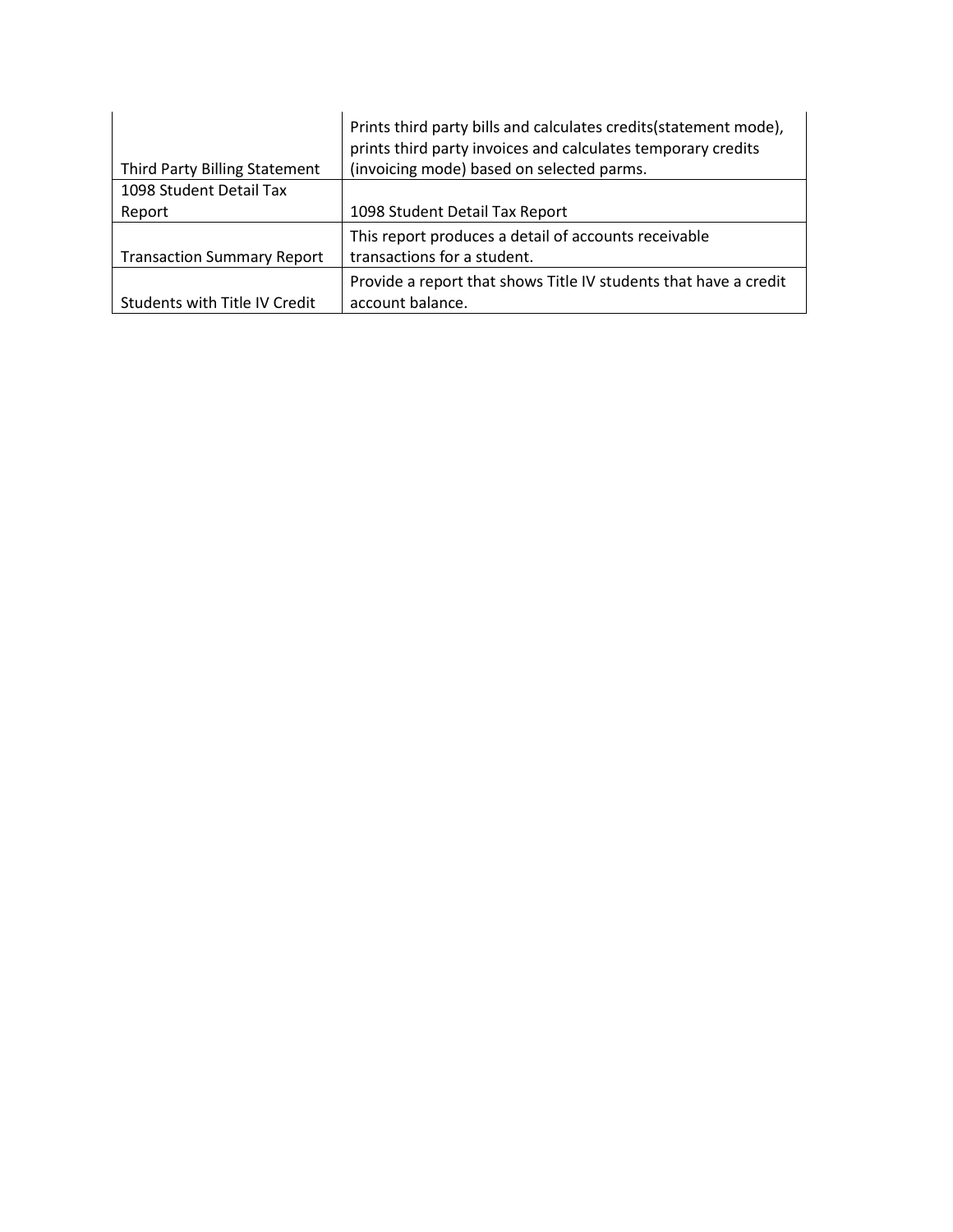| | |
|---|---|
| Third Party Billing Statement | Prints third party bills and calculates credits(statement mode), prints third party invoices and calculates temporary credits (invoicing mode) based on selected parms. |
| 1098 Student Detail Tax Report | 1098 Student Detail Tax Report |
| Transaction Summary Report | This report produces a detail of accounts receivable transactions for a student. |
| Students with Title IV Credit | Provide a report that shows Title IV students that have a credit account balance. |